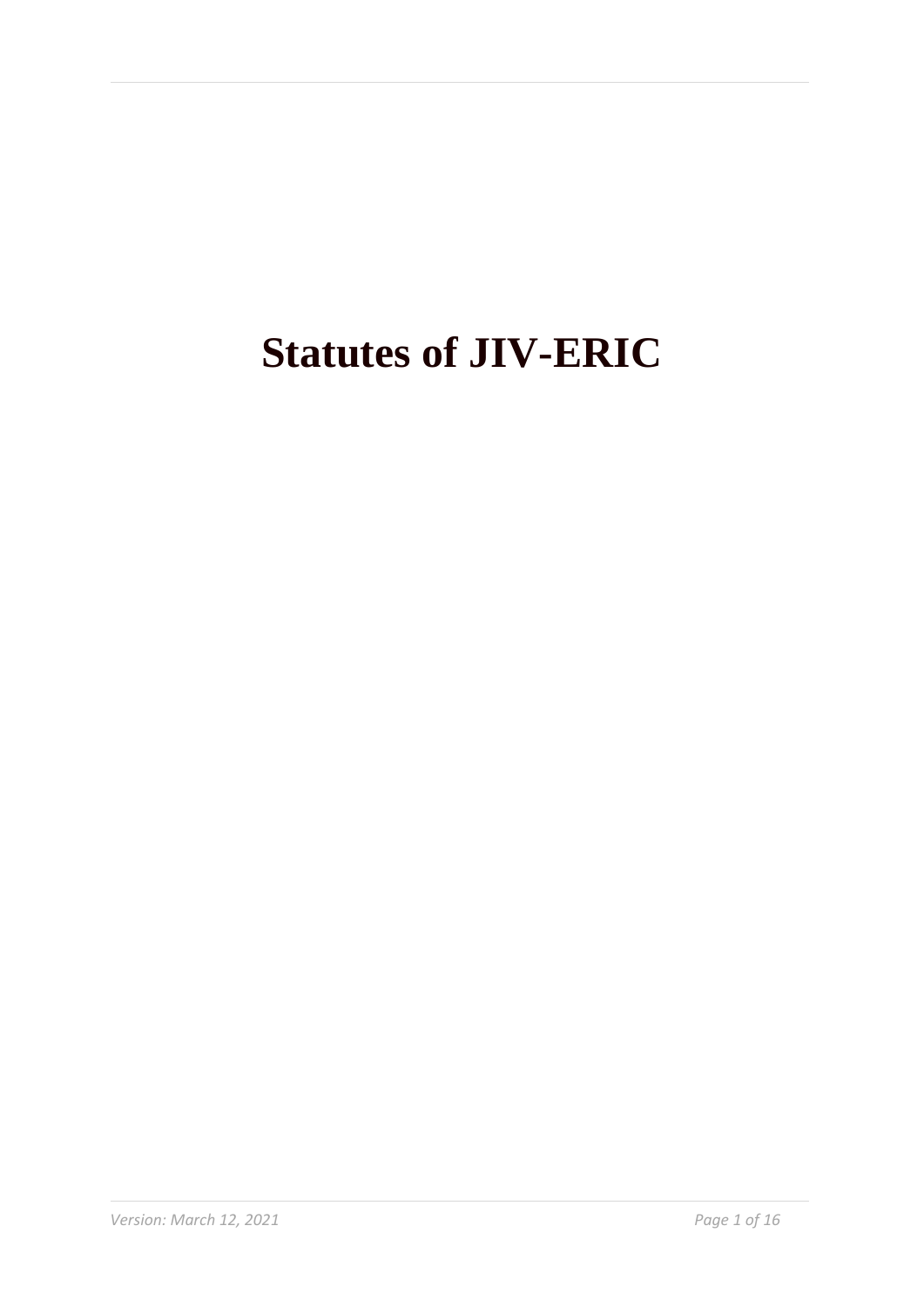# Statutes of JIV-ERIC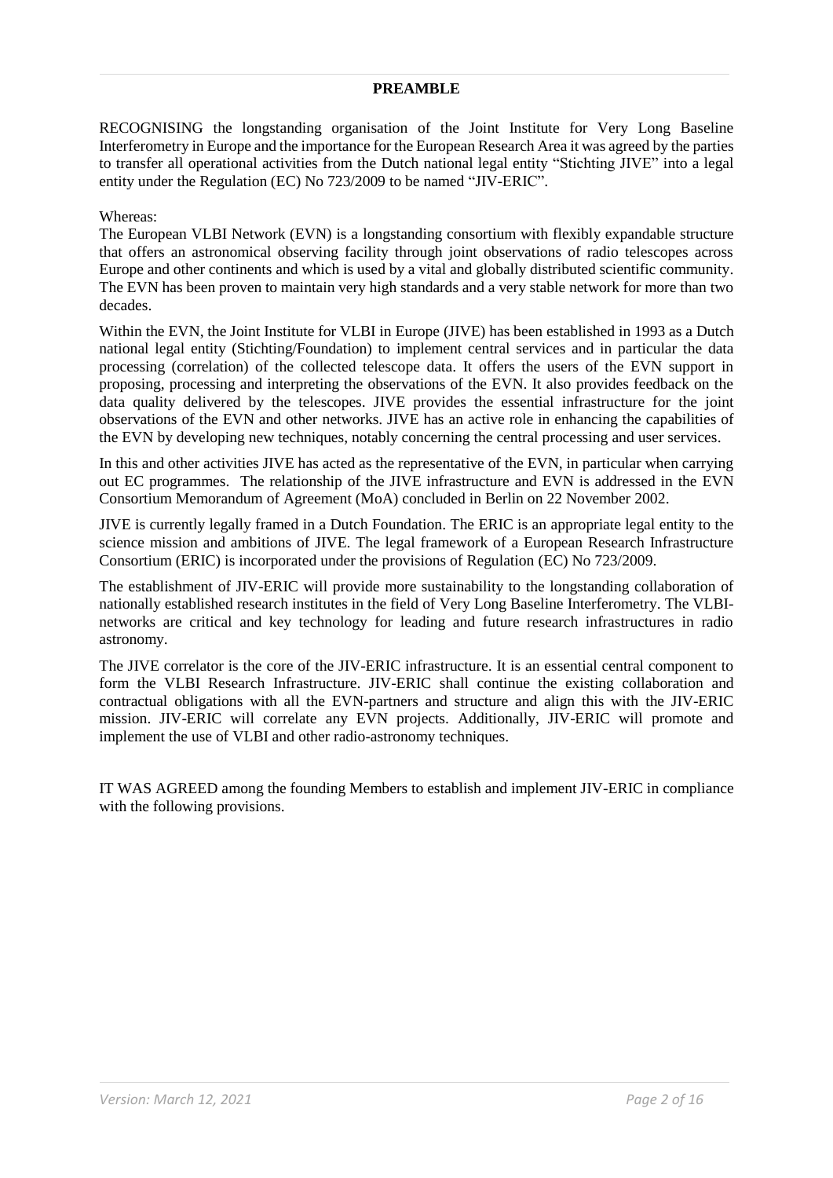## PREAMBLE

RECOGNISING the longstanding organisation of the Joint Institute for Very Long Baseline Interferometry in Europe and the importance for the European Research Area it was agreed by the parties to transfer all operational activities from the Dutch national legal entity "Stichting JIVE" into a legal entity under the Regulation (EC) No 723/2009 to be named "JIV-ERIC".

Whereas:

The European VLBI Network (EVN) is a longstanding consortium with flexibly expandable structure that offers an astronomical observing facility through joint observations of radio telescopes across Europe and other continents and which is used by a vital and globally distributed scientific community. The EVN has been proven to maintain very high standards and a very stable network for more than two decades.

Within the EVN, the Joint Institute for VLBI in Europe (JIVE) has been established in 1993 as a Dutch national legal entity (Stichting/Foundation) to implement central services and in particular the data processing (correlation) of the collected telescope data. It offers the users of the EVN support in proposing, processing and interpreting the observations of the EVN. It also provides feedback on the data quality delivered by the telescopes. JIVE provides the essential infrastructure for the joint observations of the EVN and other networks. JIVE has an active role in enhancing the capabilities of the EVN by developing new techniques, notably concerning the central processing and user services.

In this and other activities JIVE has acted as the representative of the EVN, in particular when carrying out EC programmes. The relationship of the JIVE infrastructure and EVN is addressed in the EVN Consortium Memorandum of Agreement (MoA) concluded in Berlin on 22 November 2002.

JIVE is currently legally framed in a Dutch Foundation. The ERIC is an appropriate legal entity to the science mission and ambitions of JIVE. The legal framework of a European Research Infrastructure Consortium (ERIC) is incorporated under the provisions of Regulation (EC) No 723/2009.

The establishment of JIV-ERIC will provide more sustainability to the longstanding collaboration of nationally established research institutes in the field of Very Long Baseline Interferometry. The VLBI-networks are critical and key technology for leading and future research infrastructures in radio astronomy.

The JIVE correlator is the core of the JIV-ERIC infrastructure. It is an essential central component to form the VLBI Research Infrastructure. JIV-ERIC shall continue the existing collaboration and contractual obligations with all the EVN-partners and structure and align this with the JIV-ERIC mission. JIV-ERIC will correlate any EVN projects. Additionally, JIV-ERIC will promote and implement the use of VLBI and other radio-astronomy techniques.

IT WAS AGREED among the founding Members to establish and implement JIV-ERIC in compliance with the following provisions.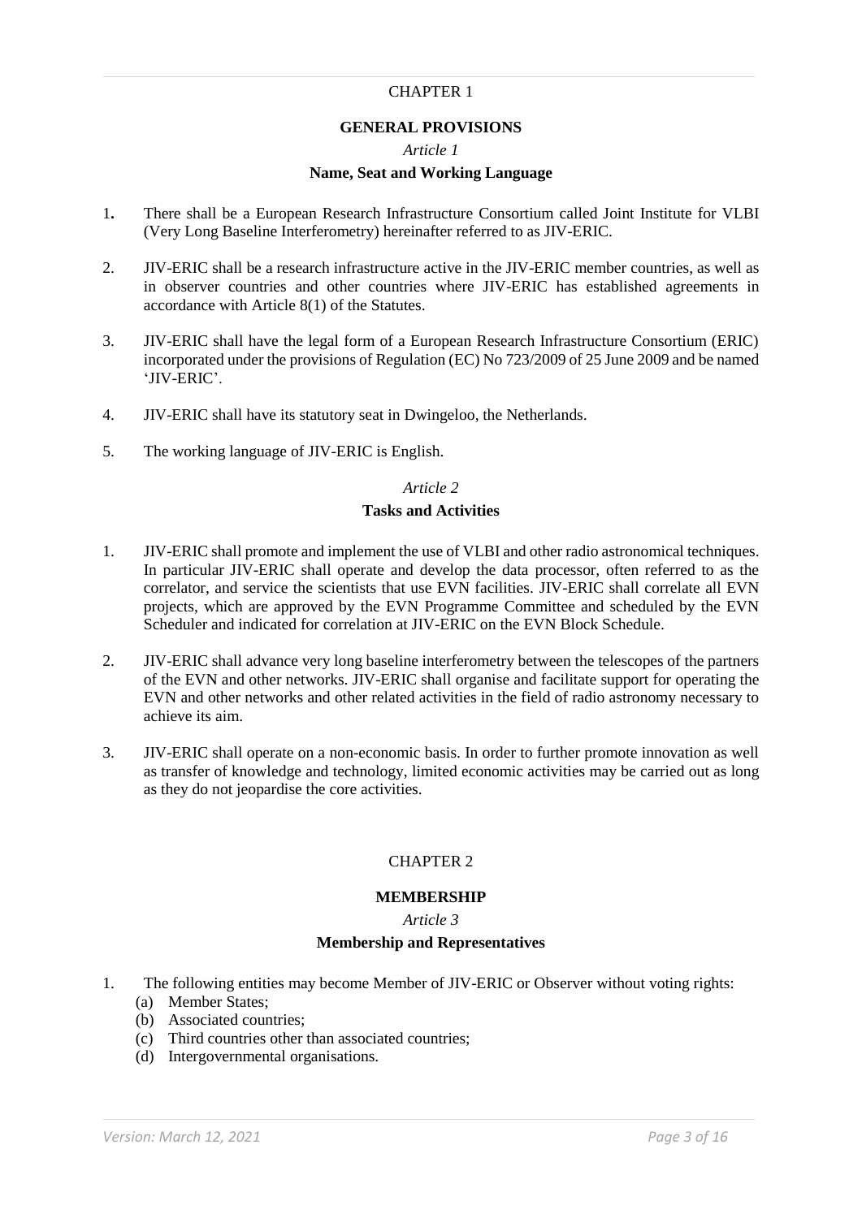# CHAPTER 1

## GENERAL PROVISIONS

### *Article 1*

### Name, Seat and Working Language

1. There shall be a European Research Infrastructure Consortium called Joint Institute for VLBI (Very Long Baseline Interferometry) hereinafter referred to as JIV-ERIC.

2. JIV-ERIC shall be a research infrastructure active in the JIV-ERIC member countries, as well as in observer countries and other countries where JIV-ERIC has established agreements in accordance with Article 8(1) of the Statutes.

3. JIV-ERIC shall have the legal form of a European Research Infrastructure Consortium (ERIC) incorporated under the provisions of Regulation (EC) No 723/2009 of 25 June 2009 and be named 'JIV-ERIC'.

4. JIV-ERIC shall have its statutory seat in Dwingeloo, the Netherlands.

5. The working language of JIV-ERIC is English.

### *Article 2*

### Tasks and Activities

1. JIV-ERIC shall promote and implement the use of VLBI and other radio astronomical techniques. In particular JIV-ERIC shall operate and develop the data processor, often referred to as the correlator, and service the scientists that use EVN facilities. JIV-ERIC shall correlate all EVN projects, which are approved by the EVN Programme Committee and scheduled by the EVN Scheduler and indicated for correlation at JIV-ERIC on the EVN Block Schedule.

2. JIV-ERIC shall advance very long baseline interferometry between the telescopes of the partners of the EVN and other networks. JIV-ERIC shall organise and facilitate support for operating the EVN and other networks and other related activities in the field of radio astronomy necessary to achieve its aim.

3. JIV-ERIC shall operate on a non-economic basis. In order to further promote innovation as well as transfer of knowledge and technology, limited economic activities may be carried out as long as they do not jeopardise the core activities.

# CHAPTER 2

## MEMBERSHIP

### *Article 3*

### Membership and Representatives

1. The following entities may become Member of JIV-ERIC or Observer without voting rights:
   (a) Member States;
   (b) Associated countries;
   (c) Third countries other than associated countries;
   (d) Intergovernmental organisations.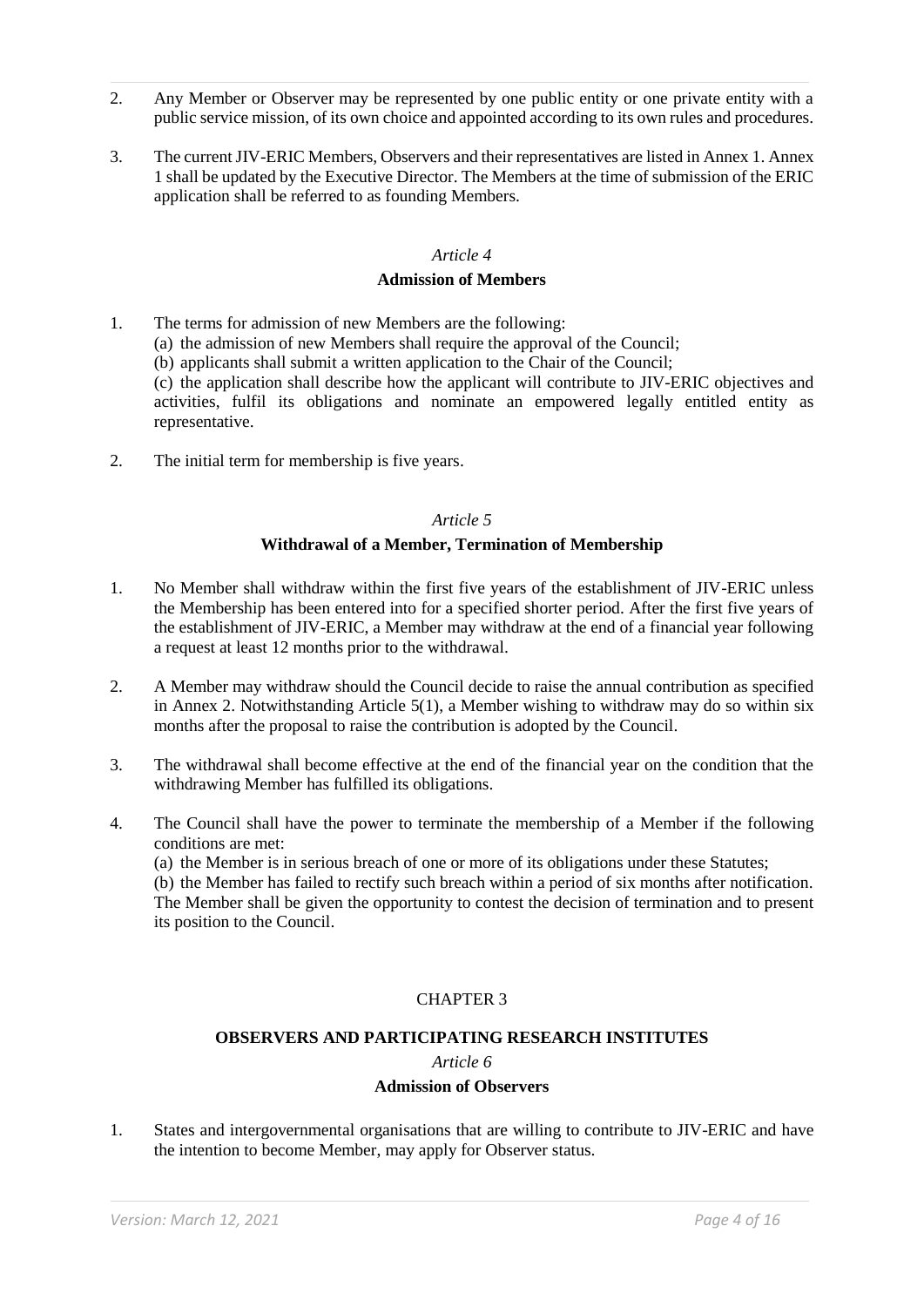2. Any Member or Observer may be represented by one public entity or one private entity with a public service mission, of its own choice and appointed according to its own rules and procedures.

3. The current JIV-ERIC Members, Observers and their representatives are listed in Annex 1. Annex 1 shall be updated by the Executive Director. The Members at the time of submission of the ERIC application shall be referred to as founding Members.

*Article 4*

**Admission of Members**

1. The terms for admission of new Members are the following:
   (a) the admission of new Members shall require the approval of the Council;
   (b) applicants shall submit a written application to the Chair of the Council;
   (c) the application shall describe how the applicant will contribute to JIV-ERIC objectives and activities, fulfil its obligations and nominate an empowered legally entitled entity as representative.

2. The initial term for membership is five years.

*Article 5*

**Withdrawal of a Member, Termination of Membership**

1. No Member shall withdraw within the first five years of the establishment of JIV-ERIC unless the Membership has been entered into for a specified shorter period. After the first five years of the establishment of JIV-ERIC, a Member may withdraw at the end of a financial year following a request at least 12 months prior to the withdrawal.

2. A Member may withdraw should the Council decide to raise the annual contribution as specified in Annex 2. Notwithstanding Article 5(1), a Member wishing to withdraw may do so within six months after the proposal to raise the contribution is adopted by the Council.

3. The withdrawal shall become effective at the end of the financial year on the condition that the withdrawing Member has fulfilled its obligations.

4. The Council shall have the power to terminate the membership of a Member if the following conditions are met:
   (a) the Member is in serious breach of one or more of its obligations under these Statutes;
   (b) the Member has failed to rectify such breach within a period of six months after notification.
   The Member shall be given the opportunity to contest the decision of termination and to present its position to the Council.

CHAPTER 3

**OBSERVERS AND PARTICIPATING RESEARCH INSTITUTES**

*Article 6*

**Admission of Observers**

1. States and intergovernmental organisations that are willing to contribute to JIV-ERIC and have the intention to become Member, may apply for Observer status.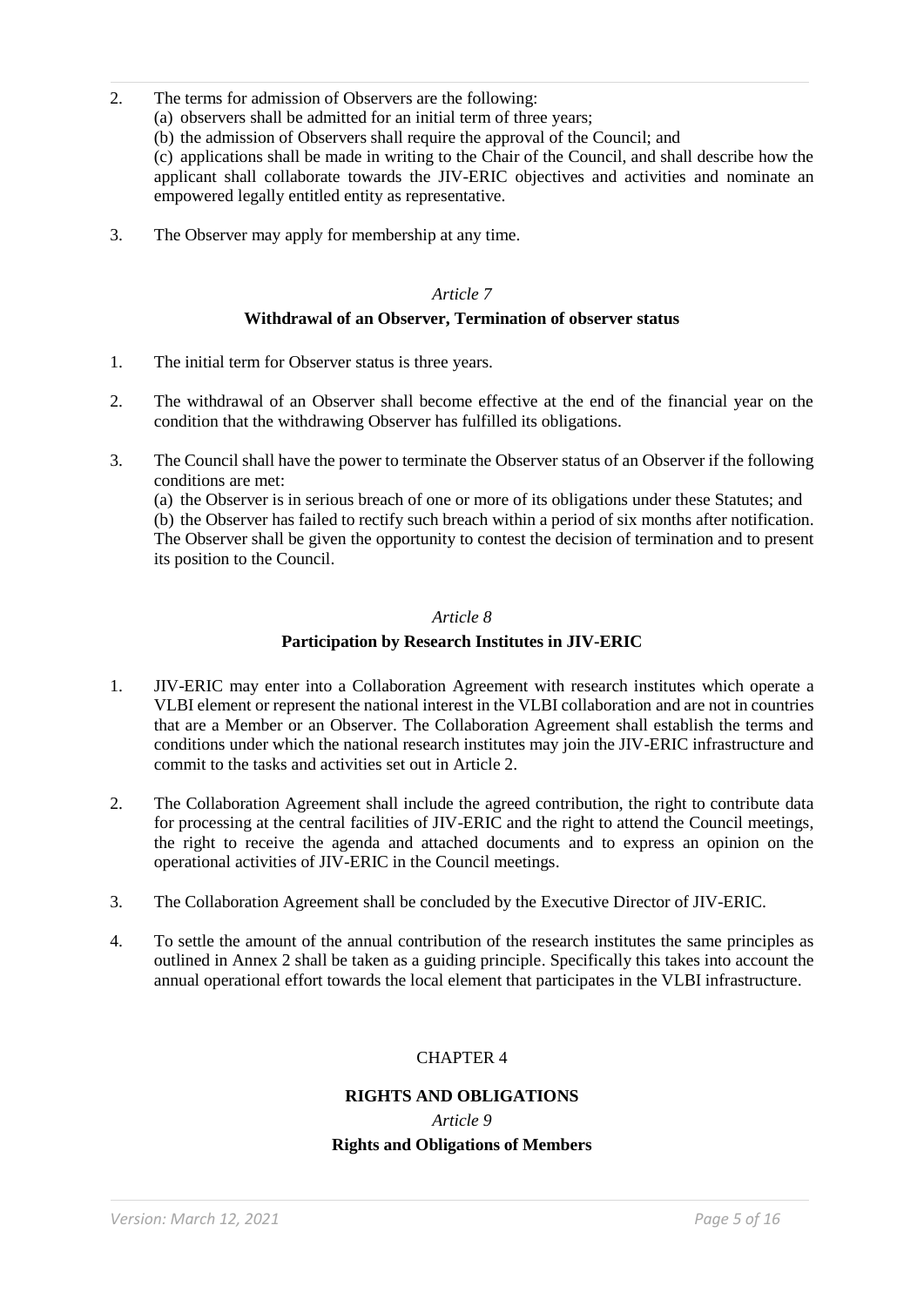2. The terms for admission of Observers are the following:
   (a) observers shall be admitted for an initial term of three years;
   (b) the admission of Observers shall require the approval of the Council; and
   (c) applications shall be made in writing to the Chair of the Council, and shall describe how the applicant shall collaborate towards the JIV-ERIC objectives and activities and nominate an empowered legally entitled entity as representative.

3. The Observer may apply for membership at any time.

*Article 7*

**Withdrawal of an Observer, Termination of observer status**

1. The initial term for Observer status is three years.

2. The withdrawal of an Observer shall become effective at the end of the financial year on the condition that the withdrawing Observer has fulfilled its obligations.

3. The Council shall have the power to terminate the Observer status of an Observer if the following conditions are met:
   (a) the Observer is in serious breach of one or more of its obligations under these Statutes; and
   (b) the Observer has failed to rectify such breach within a period of six months after notification.
   The Observer shall be given the opportunity to contest the decision of termination and to present its position to the Council.

*Article 8*

**Participation by Research Institutes in JIV-ERIC**

1. JIV-ERIC may enter into a Collaboration Agreement with research institutes which operate a VLBI element or represent the national interest in the VLBI collaboration and are not in countries that are a Member or an Observer. The Collaboration Agreement shall establish the terms and conditions under which the national research institutes may join the JIV-ERIC infrastructure and commit to the tasks and activities set out in Article 2.

2. The Collaboration Agreement shall include the agreed contribution, the right to contribute data for processing at the central facilities of JIV-ERIC and the right to attend the Council meetings, the right to receive the agenda and attached documents and to express an opinion on the operational activities of JIV-ERIC in the Council meetings.

3. The Collaboration Agreement shall be concluded by the Executive Director of JIV-ERIC.

4. To settle the amount of the annual contribution of the research institutes the same principles as outlined in Annex 2 shall be taken as a guiding principle. Specifically this takes into account the annual operational effort towards the local element that participates in the VLBI infrastructure.

CHAPTER 4

**RIGHTS AND OBLIGATIONS**

*Article 9*

**Rights and Obligations of Members**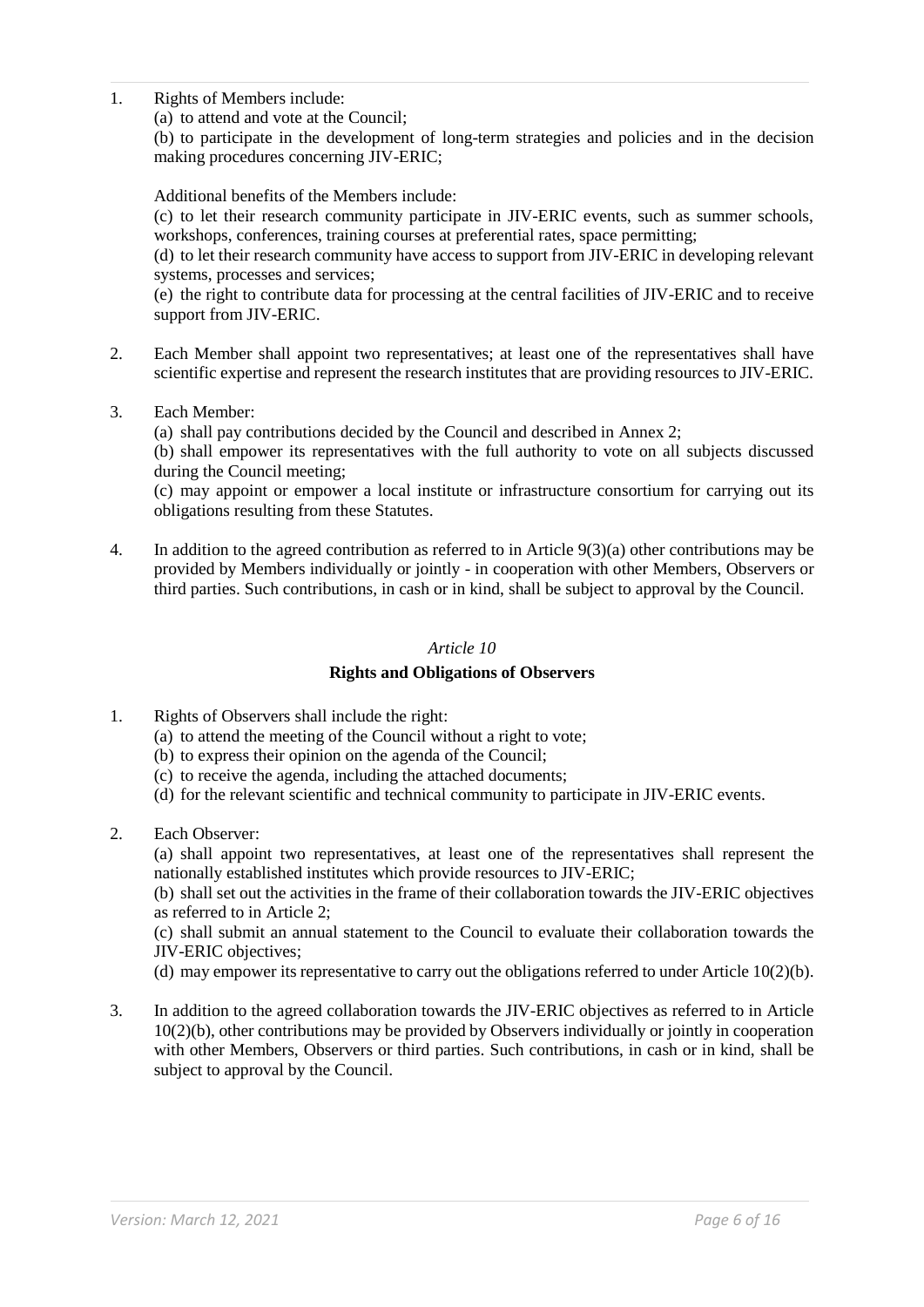1. Rights of Members include:

   (a) to attend and vote at the Council;

   (b) to participate in the development of long-term strategies and policies and in the decision making procedures concerning JIV-ERIC;

   Additional benefits of the Members include:

   (c) to let their research community participate in JIV-ERIC events, such as summer schools, workshops, conferences, training courses at preferential rates, space permitting;

   (d) to let their research community have access to support from JIV-ERIC in developing relevant systems, processes and services;

   (e) the right to contribute data for processing at the central facilities of JIV-ERIC and to receive support from JIV-ERIC.

2. Each Member shall appoint two representatives; at least one of the representatives shall have scientific expertise and represent the research institutes that are providing resources to JIV-ERIC.

3. Each Member:

   (a) shall pay contributions decided by the Council and described in Annex 2;

   (b) shall empower its representatives with the full authority to vote on all subjects discussed during the Council meeting;

   (c) may appoint or empower a local institute or infrastructure consortium for carrying out its obligations resulting from these Statutes.

4. In addition to the agreed contribution as referred to in Article 9(3)(a) other contributions may be provided by Members individually or jointly - in cooperation with other Members, Observers or third parties. Such contributions, in cash or in kind, shall be subject to approval by the Council.

*Article 10*

**Rights and Obligations of Observers**

1. Rights of Observers shall include the right:

   (a) to attend the meeting of the Council without a right to vote;

   (b) to express their opinion on the agenda of the Council;

   (c) to receive the agenda, including the attached documents;

   (d) for the relevant scientific and technical community to participate in JIV-ERIC events.

2. Each Observer:

   (a) shall appoint two representatives, at least one of the representatives shall represent the nationally established institutes which provide resources to JIV-ERIC;

   (b) shall set out the activities in the frame of their collaboration towards the JIV-ERIC objectives as referred to in Article 2;

   (c) shall submit an annual statement to the Council to evaluate their collaboration towards the JIV-ERIC objectives;

   (d) may empower its representative to carry out the obligations referred to under Article 10(2)(b).

3. In addition to the agreed collaboration towards the JIV-ERIC objectives as referred to in Article 10(2)(b), other contributions may be provided by Observers individually or jointly in cooperation with other Members, Observers or third parties. Such contributions, in cash or in kind, shall be subject to approval by the Council.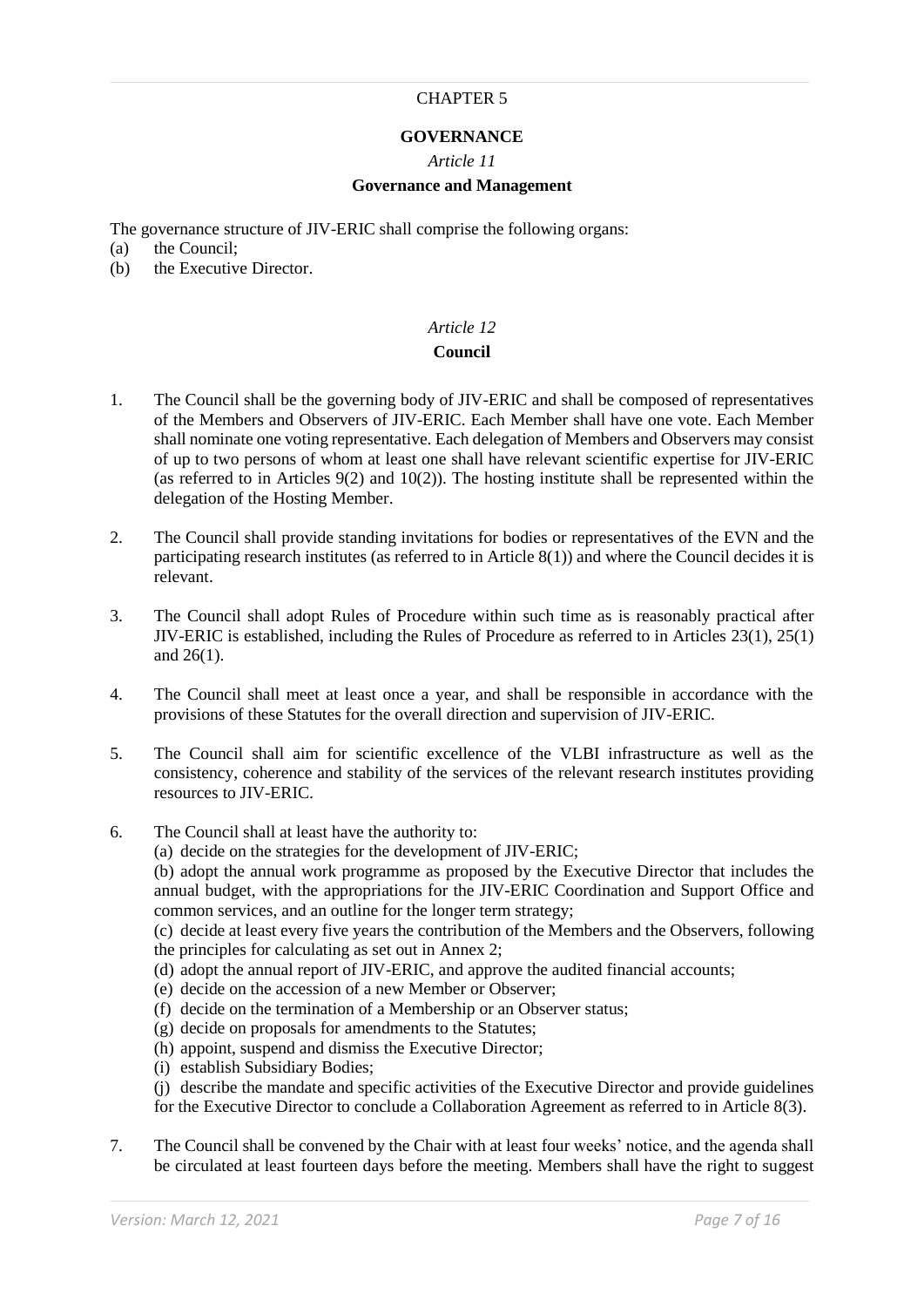## CHAPTER 5

## GOVERNANCE

### *Article 11*

### Governance and Management

The governance structure of JIV-ERIC shall comprise the following organs:

(a) the Council;
(b) the Executive Director.

### *Article 12*

### Council

1. The Council shall be the governing body of JIV-ERIC and shall be composed of representatives of the Members and Observers of JIV-ERIC. Each Member shall have one vote. Each Member shall nominate one voting representative. Each delegation of Members and Observers may consist of up to two persons of whom at least one shall have relevant scientific expertise for JIV-ERIC (as referred to in Articles 9(2) and 10(2)). The hosting institute shall be represented within the delegation of the Hosting Member.

2. The Council shall provide standing invitations for bodies or representatives of the EVN and the participating research institutes (as referred to in Article 8(1)) and where the Council decides it is relevant.

3. The Council shall adopt Rules of Procedure within such time as is reasonably practical after JIV-ERIC is established, including the Rules of Procedure as referred to in Articles 23(1), 25(1) and 26(1).

4. The Council shall meet at least once a year, and shall be responsible in accordance with the provisions of these Statutes for the overall direction and supervision of JIV-ERIC.

5. The Council shall aim for scientific excellence of the VLBI infrastructure as well as the consistency, coherence and stability of the services of the relevant research institutes providing resources to JIV-ERIC.

6. The Council shall at least have the authority to:
   (a) decide on the strategies for the development of JIV-ERIC;
   (b) adopt the annual work programme as proposed by the Executive Director that includes the annual budget, with the appropriations for the JIV-ERIC Coordination and Support Office and common services, and an outline for the longer term strategy;
   (c) decide at least every five years the contribution of the Members and the Observers, following the principles for calculating as set out in Annex 2;
   (d) adopt the annual report of JIV-ERIC, and approve the audited financial accounts;
   (e) decide on the accession of a new Member or Observer;
   (f) decide on the termination of a Membership or an Observer status;
   (g) decide on proposals for amendments to the Statutes;
   (h) appoint, suspend and dismiss the Executive Director;
   (i) establish Subsidiary Bodies;
   (j) describe the mandate and specific activities of the Executive Director and provide guidelines for the Executive Director to conclude a Collaboration Agreement as referred to in Article 8(3).

7. The Council shall be convened by the Chair with at least four weeks' notice, and the agenda shall be circulated at least fourteen days before the meeting. Members shall have the right to suggest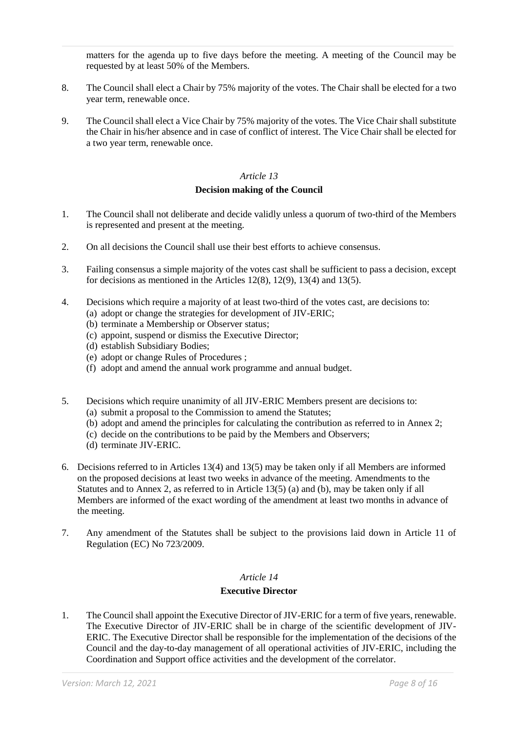matters for the agenda up to five days before the meeting. A meeting of the Council may be requested by at least 50% of the Members.

8. The Council shall elect a Chair by 75% majority of the votes. The Chair shall be elected for a two year term, renewable once.

9. The Council shall elect a Vice Chair by 75% majority of the votes. The Vice Chair shall substitute the Chair in his/her absence and in case of conflict of interest. The Vice Chair shall be elected for a two year term, renewable once.

*Article 13*

**Decision making of the Council**

1. The Council shall not deliberate and decide validly unless a quorum of two-third of the Members is represented and present at the meeting.

2. On all decisions the Council shall use their best efforts to achieve consensus.

3. Failing consensus a simple majority of the votes cast shall be sufficient to pass a decision, except for decisions as mentioned in the Articles 12(8), 12(9), 13(4) and 13(5).

4. Decisions which require a majority of at least two-third of the votes cast, are decisions to:
   (a) adopt or change the strategies for development of JIV-ERIC;
   (b) terminate a Membership or Observer status;
   (c) appoint, suspend or dismiss the Executive Director;
   (d) establish Subsidiary Bodies;
   (e) adopt or change Rules of Procedures ;
   (f) adopt and amend the annual work programme and annual budget.

5. Decisions which require unanimity of all JIV-ERIC Members present are decisions to:
   (a) submit a proposal to the Commission to amend the Statutes;
   (b) adopt and amend the principles for calculating the contribution as referred to in Annex 2;
   (c) decide on the contributions to be paid by the Members and Observers;
   (d) terminate JIV-ERIC.

6. Decisions referred to in Articles 13(4) and 13(5) may be taken only if all Members are informed on the proposed decisions at least two weeks in advance of the meeting. Amendments to the Statutes and to Annex 2, as referred to in Article 13(5) (a) and (b), may be taken only if all Members are informed of the exact wording of the amendment at least two months in advance of the meeting.

7. Any amendment of the Statutes shall be subject to the provisions laid down in Article 11 of Regulation (EC) No 723/2009.

*Article 14*

**Executive Director**

1. The Council shall appoint the Executive Director of JIV-ERIC for a term of five years, renewable. The Executive Director of JIV-ERIC shall be in charge of the scientific development of JIV-ERIC. The Executive Director shall be responsible for the implementation of the decisions of the Council and the day-to-day management of all operational activities of JIV-ERIC, including the Coordination and Support office activities and the development of the correlator.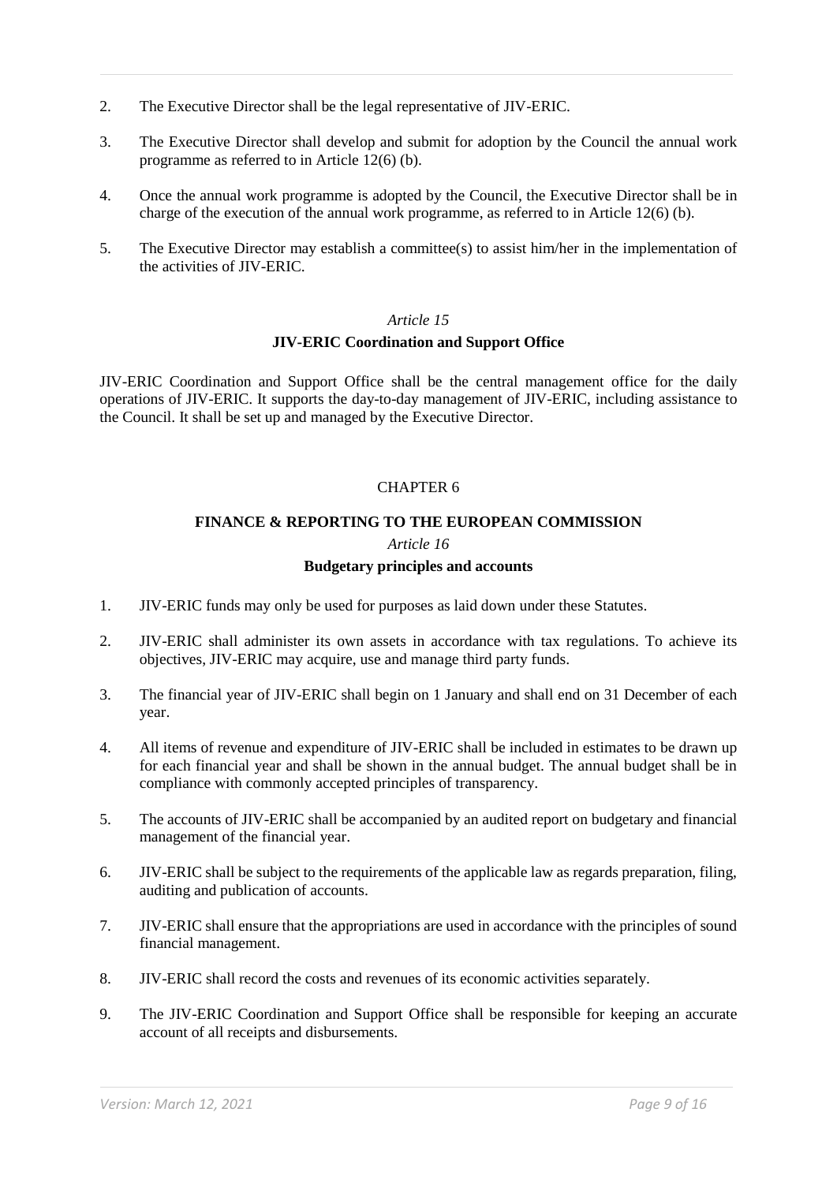2. The Executive Director shall be the legal representative of JIV-ERIC.

3. The Executive Director shall develop and submit for adoption by the Council the annual work programme as referred to in Article 12(6) (b).

4. Once the annual work programme is adopted by the Council, the Executive Director shall be in charge of the execution of the annual work programme, as referred to in Article 12(6) (b).

5. The Executive Director may establish a committee(s) to assist him/her in the implementation of the activities of JIV-ERIC.

*Article 15*

**JIV-ERIC Coordination and Support Office**

JIV-ERIC Coordination and Support Office shall be the central management office for the daily operations of JIV-ERIC. It supports the day-to-day management of JIV-ERIC, including assistance to the Council. It shall be set up and managed by the Executive Director.

CHAPTER 6

**FINANCE & REPORTING TO THE EUROPEAN COMMISSION**

*Article 16*

**Budgetary principles and accounts**

1. JIV-ERIC funds may only be used for purposes as laid down under these Statutes.

2. JIV-ERIC shall administer its own assets in accordance with tax regulations. To achieve its objectives, JIV-ERIC may acquire, use and manage third party funds.

3. The financial year of JIV-ERIC shall begin on 1 January and shall end on 31 December of each year.

4. All items of revenue and expenditure of JIV-ERIC shall be included in estimates to be drawn up for each financial year and shall be shown in the annual budget. The annual budget shall be in compliance with commonly accepted principles of transparency.

5. The accounts of JIV-ERIC shall be accompanied by an audited report on budgetary and financial management of the financial year.

6. JIV-ERIC shall be subject to the requirements of the applicable law as regards preparation, filing, auditing and publication of accounts.

7. JIV-ERIC shall ensure that the appropriations are used in accordance with the principles of sound financial management.

8. JIV-ERIC shall record the costs and revenues of its economic activities separately.

9. The JIV-ERIC Coordination and Support Office shall be responsible for keeping an accurate account of all receipts and disbursements.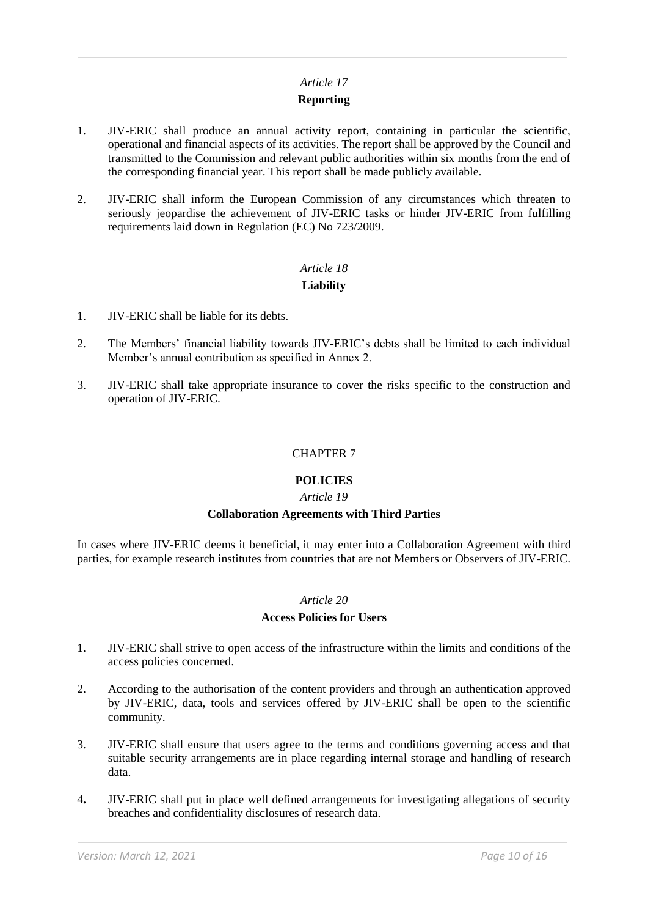### *Article 17*

### **Reporting**

1. JIV-ERIC shall produce an annual activity report, containing in particular the scientific, operational and financial aspects of its activities. The report shall be approved by the Council and transmitted to the Commission and relevant public authorities within six months from the end of the corresponding financial year. This report shall be made publicly available.

2. JIV-ERIC shall inform the European Commission of any circumstances which threaten to seriously jeopardise the achievement of JIV-ERIC tasks or hinder JIV-ERIC from fulfilling requirements laid down in Regulation (EC) No 723/2009.

### *Article 18*

### **Liability**

1. JIV-ERIC shall be liable for its debts.

2. The Members' financial liability towards JIV-ERIC's debts shall be limited to each individual Member's annual contribution as specified in Annex 2.

3. JIV-ERIC shall take appropriate insurance to cover the risks specific to the construction and operation of JIV-ERIC.

## CHAPTER 7

## **POLICIES**

### *Article 19*

### **Collaboration Agreements with Third Parties**

In cases where JIV-ERIC deems it beneficial, it may enter into a Collaboration Agreement with third parties, for example research institutes from countries that are not Members or Observers of JIV-ERIC.

### *Article 20*

### **Access Policies for Users**

1. JIV-ERIC shall strive to open access of the infrastructure within the limits and conditions of the access policies concerned.

2. According to the authorisation of the content providers and through an authentication approved by JIV-ERIC, data, tools and services offered by JIV-ERIC shall be open to the scientific community.

3. JIV-ERIC shall ensure that users agree to the terms and conditions governing access and that suitable security arrangements are in place regarding internal storage and handling of research data.

4. JIV-ERIC shall put in place well defined arrangements for investigating allegations of security breaches and confidentiality disclosures of research data.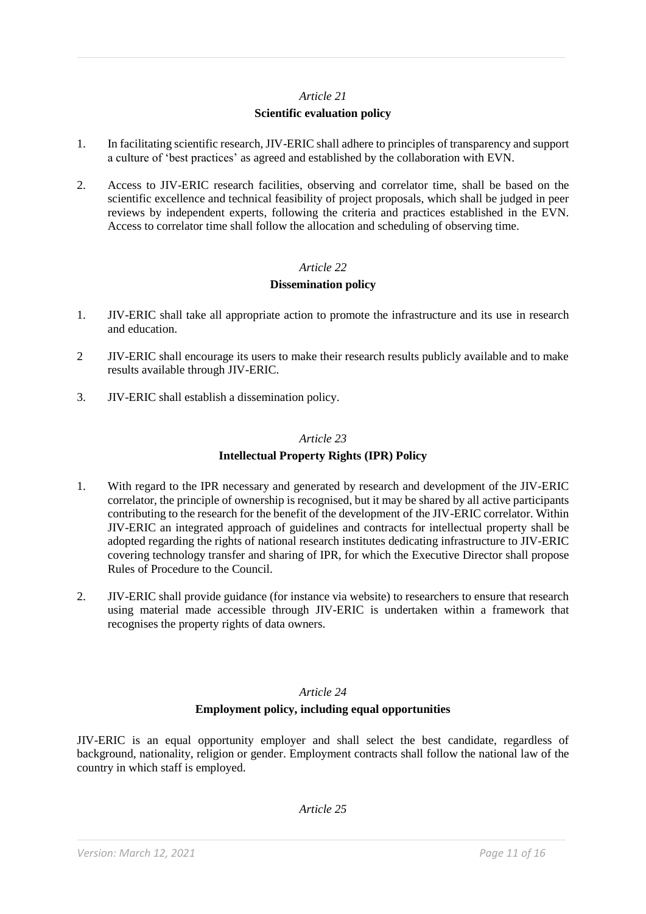*Article 21*

**Scientific evaluation policy**

1. In facilitating scientific research, JIV-ERIC shall adhere to principles of transparency and support a culture of 'best practices' as agreed and established by the collaboration with EVN.

2. Access to JIV-ERIC research facilities, observing and correlator time, shall be based on the scientific excellence and technical feasibility of project proposals, which shall be judged in peer reviews by independent experts, following the criteria and practices established in the EVN. Access to correlator time shall follow the allocation and scheduling of observing time.

*Article 22*

**Dissemination policy**

1. JIV-ERIC shall take all appropriate action to promote the infrastructure and its use in research and education.

2 JIV-ERIC shall encourage its users to make their research results publicly available and to make results available through JIV-ERIC.

3. JIV-ERIC shall establish a dissemination policy.

*Article 23*

**Intellectual Property Rights (IPR) Policy**

1. With regard to the IPR necessary and generated by research and development of the JIV-ERIC correlator, the principle of ownership is recognised, but it may be shared by all active participants contributing to the research for the benefit of the development of the JIV-ERIC correlator. Within JIV-ERIC an integrated approach of guidelines and contracts for intellectual property shall be adopted regarding the rights of national research institutes dedicating infrastructure to JIV-ERIC covering technology transfer and sharing of IPR, for which the Executive Director shall propose Rules of Procedure to the Council.

2. JIV-ERIC shall provide guidance (for instance via website) to researchers to ensure that research using material made accessible through JIV-ERIC is undertaken within a framework that recognises the property rights of data owners.

*Article 24*

**Employment policy, including equal opportunities**

JIV-ERIC is an equal opportunity employer and shall select the best candidate, regardless of background, nationality, religion or gender. Employment contracts shall follow the national law of the country in which staff is employed.

*Article 25*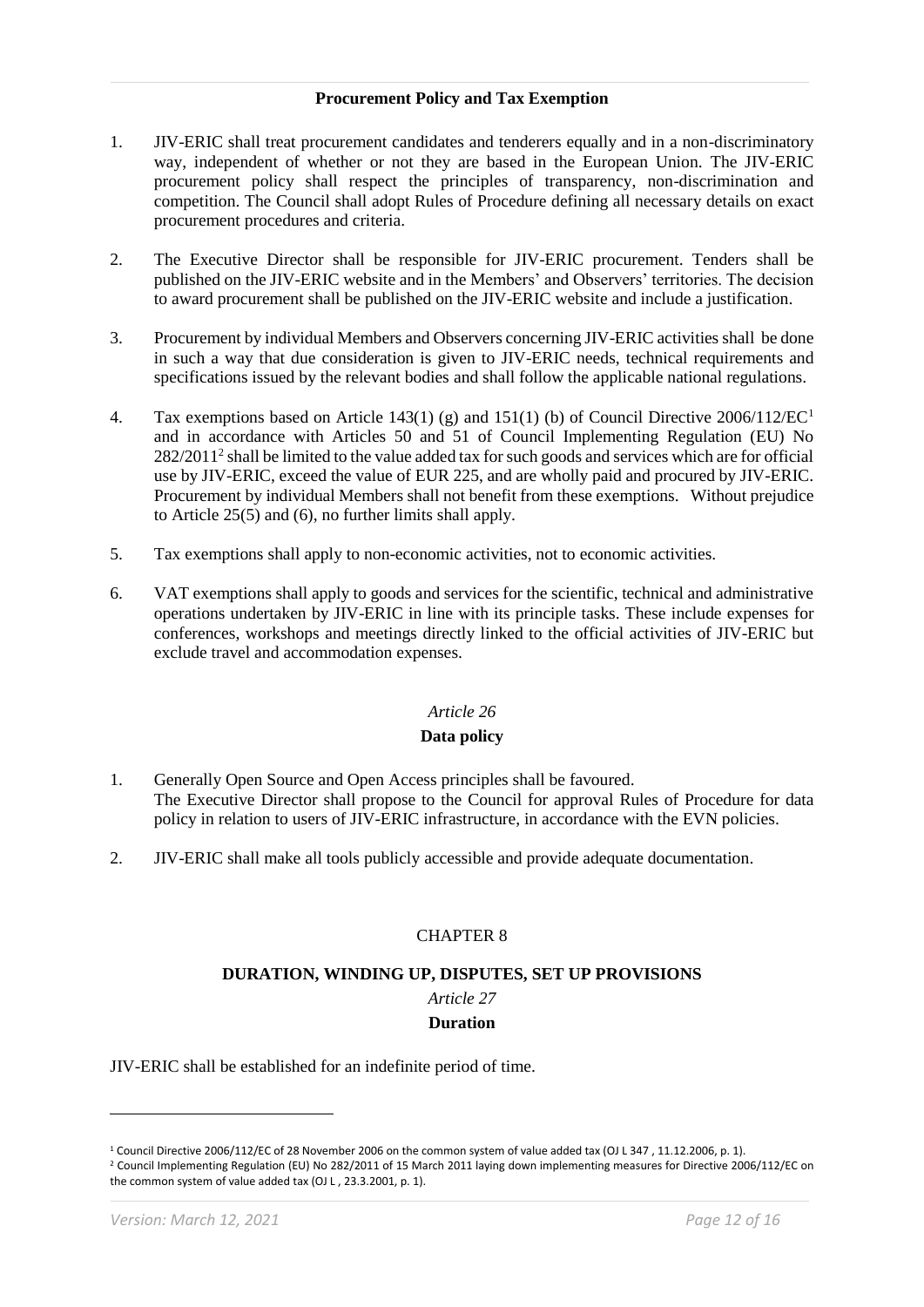**Procurement Policy and Tax Exemption**

1. JIV-ERIC shall treat procurement candidates and tenderers equally and in a non-discriminatory way, independent of whether or not they are based in the European Union. The JIV-ERIC procurement policy shall respect the principles of transparency, non-discrimination and competition. The Council shall adopt Rules of Procedure defining all necessary details on exact procurement procedures and criteria.

2. The Executive Director shall be responsible for JIV-ERIC procurement. Tenders shall be published on the JIV-ERIC website and in the Members' and Observers' territories. The decision to award procurement shall be published on the JIV-ERIC website and include a justification.

3. Procurement by individual Members and Observers concerning JIV-ERIC activities shall be done in such a way that due consideration is given to JIV-ERIC needs, technical requirements and specifications issued by the relevant bodies and shall follow the applicable national regulations.

4. Tax exemptions based on Article 143(1) (g) and 151(1) (b) of Council Directive 2006/112/EC[1] and in accordance with Articles 50 and 51 of Council Implementing Regulation (EU) No 282/2011[2] shall be limited to the value added tax for such goods and services which are for official use by JIV-ERIC, exceed the value of EUR 225, and are wholly paid and procured by JIV-ERIC. Procurement by individual Members shall not benefit from these exemptions. Without prejudice to Article 25(5) and (6), no further limits shall apply.

5. Tax exemptions shall apply to non-economic activities, not to economic activities.

6. VAT exemptions shall apply to goods and services for the scientific, technical and administrative operations undertaken by JIV-ERIC in line with its principle tasks. These include expenses for conferences, workshops and meetings directly linked to the official activities of JIV-ERIC but exclude travel and accommodation expenses.

*Article 26*

**Data policy**

1. Generally Open Source and Open Access principles shall be favoured.
   The Executive Director shall propose to the Council for approval Rules of Procedure for data policy in relation to users of JIV-ERIC infrastructure, in accordance with the EVN policies.

2. JIV-ERIC shall make all tools publicly accessible and provide adequate documentation.

## CHAPTER 8

## DURATION, WINDING UP, DISPUTES, SET UP PROVISIONS

*Article 27*

**Duration**

JIV-ERIC shall be established for an indefinite period of time.

---

[1] Council Directive 2006/112/EC of 28 November 2006 on the common system of value added tax (OJ L 347 , 11.12.2006, p. 1).

[2] Council Implementing Regulation (EU) No 282/2011 of 15 March 2011 laying down implementing measures for Directive 2006/112/EC on the common system of value added tax (OJ L , 23.3.2001, p. 1).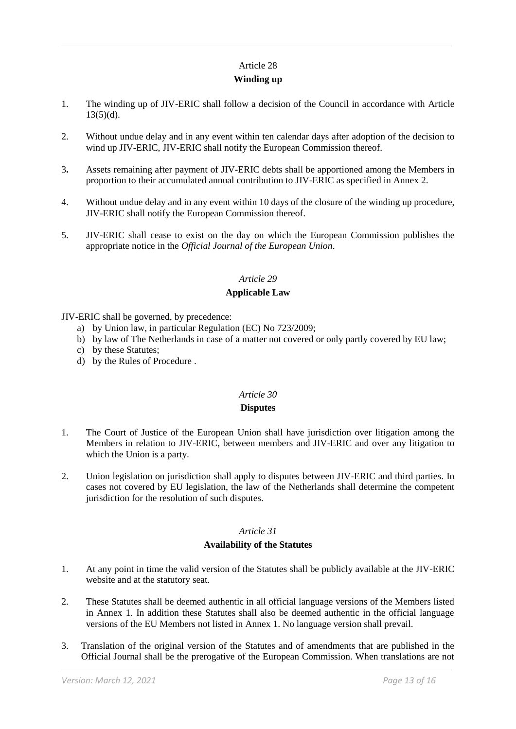Article 28

**Winding up**

1. The winding up of JIV-ERIC shall follow a decision of the Council in accordance with Article 13(5)(d).

2. Without undue delay and in any event within ten calendar days after adoption of the decision to wind up JIV-ERIC, JIV-ERIC shall notify the European Commission thereof.

3**.** Assets remaining after payment of JIV-ERIC debts shall be apportioned among the Members in proportion to their accumulated annual contribution to JIV-ERIC as specified in Annex 2.

4. Without undue delay and in any event within 10 days of the closure of the winding up procedure, JIV-ERIC shall notify the European Commission thereof.

5. JIV-ERIC shall cease to exist on the day on which the European Commission publishes the appropriate notice in the *Official Journal of the European Union*.

*Article 29*

**Applicable Law**

JIV-ERIC shall be governed, by precedence:

a) by Union law, in particular Regulation (EC) No 723/2009;
b) by law of The Netherlands in case of a matter not covered or only partly covered by EU law;
c) by these Statutes;
d) by the Rules of Procedure .

*Article 30*

**Disputes**

1. The Court of Justice of the European Union shall have jurisdiction over litigation among the Members in relation to JIV-ERIC, between members and JIV-ERIC and over any litigation to which the Union is a party.

2. Union legislation on jurisdiction shall apply to disputes between JIV-ERIC and third parties. In cases not covered by EU legislation, the law of the Netherlands shall determine the competent jurisdiction for the resolution of such disputes.

*Article 31*

**Availability of the Statutes**

1. At any point in time the valid version of the Statutes shall be publicly available at the JIV-ERIC website and at the statutory seat.

2. These Statutes shall be deemed authentic in all official language versions of the Members listed in Annex 1. In addition these Statutes shall also be deemed authentic in the official language versions of the EU Members not listed in Annex 1. No language version shall prevail.

3. Translation of the original version of the Statutes and of amendments that are published in the Official Journal shall be the prerogative of the European Commission. When translations are not

*Version: March 12, 2021*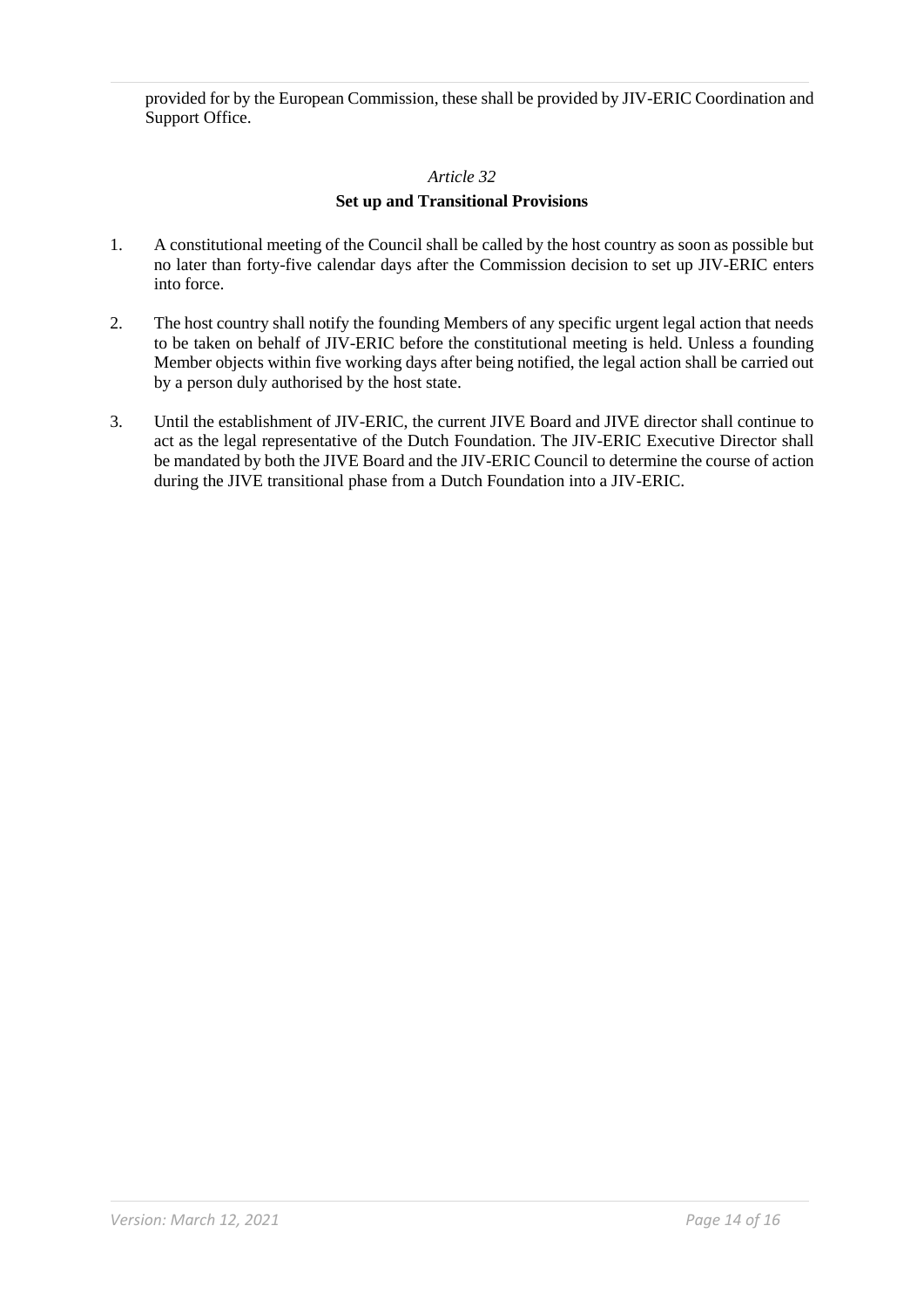provided for by the European Commission, these shall be provided by JIV-ERIC Coordination and Support Office.

*Article 32*

**Set up and Transitional Provisions**

1. A constitutional meeting of the Council shall be called by the host country as soon as possible but no later than forty-five calendar days after the Commission decision to set up JIV-ERIC enters into force.

2. The host country shall notify the founding Members of any specific urgent legal action that needs to be taken on behalf of JIV-ERIC before the constitutional meeting is held. Unless a founding Member objects within five working days after being notified, the legal action shall be carried out by a person duly authorised by the host state.

3. Until the establishment of JIV-ERIC, the current JIVE Board and JIVE director shall continue to act as the legal representative of the Dutch Foundation. The JIV-ERIC Executive Director shall be mandated by both the JIVE Board and the JIV-ERIC Council to determine the course of action during the JIVE transitional phase from a Dutch Foundation into a JIV-ERIC.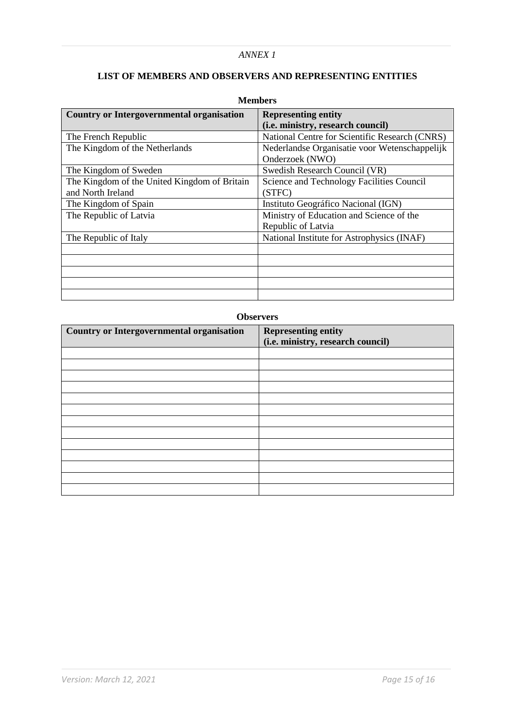*ANNEX 1*

## LIST OF MEMBERS AND OBSERVERS AND REPRESENTING ENTITIES

**Members**

| Country or Intergovernmental organisation | Representing entity (i.e. ministry, research council) |
|---|---|
| The French Republic | National Centre for Scientific Research (CNRS) |
| The Kingdom of the Netherlands | Nederlandse Organisatie voor Wetenschappelijk Onderzoek (NWO) |
| The Kingdom of Sweden | Swedish Research Council (VR) |
| The Kingdom of the United Kingdom of Britain and North Ireland | Science and Technology Facilities Council (STFC) |
| The Kingdom of Spain | Instituto Geográfico Nacional (IGN) |
| The Republic of Latvia | Ministry of Education and Science of the Republic of Latvia |
| The Republic of Italy | National Institute for Astrophysics (INAF) |
| | |
| | |
| | |
| | |
| | |

**Observers**

| Country or Intergovernmental organisation | Representing entity (i.e. ministry, research council) |
|---|---|
| | |
| | |
| | |
| | |
| | |
| | |
| | |
| | |
| | |
| | |
| | |
| | |
| | |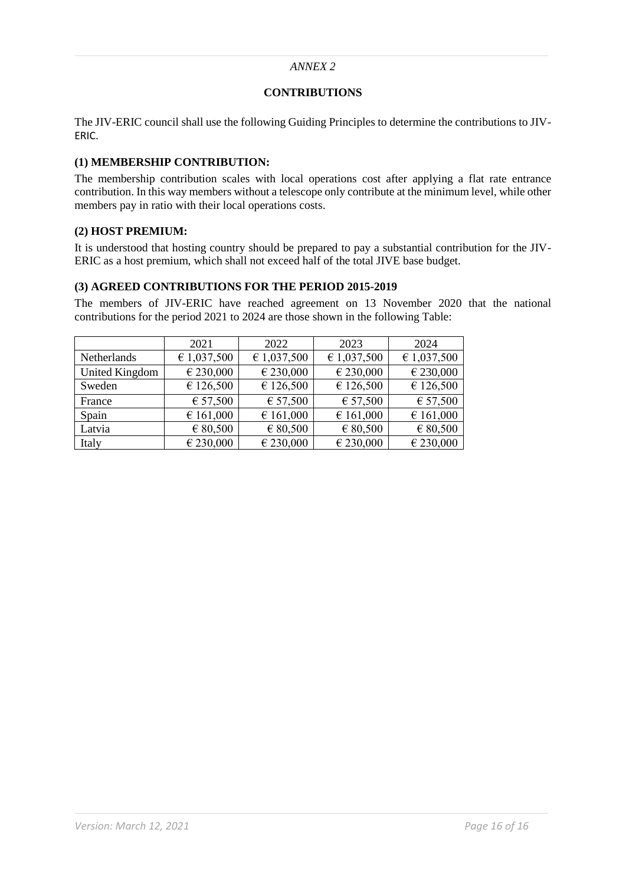*ANNEX 2*

**CONTRIBUTIONS**

The JIV-ERIC council shall use the following Guiding Principles to determine the contributions to JIV-ERIC.

**(1) MEMBERSHIP CONTRIBUTION:**

The membership contribution scales with local operations cost after applying a flat rate entrance contribution. In this way members without a telescope only contribute at the minimum level, while other members pay in ratio with their local operations costs.

**(2) HOST PREMIUM:**

It is understood that hosting country should be prepared to pay a substantial contribution for the JIV-ERIC as a host premium, which shall not exceed half of the total JIVE base budget.

**(3) AGREED CONTRIBUTIONS FOR THE PERIOD 2015-2019**

The members of JIV-ERIC have reached agreement on 13 November 2020 that the national contributions for the period 2021 to 2024 are those shown in the following Table:

| | 2021 | 2022 | 2023 | 2024 |
|---|---|---|---|---|
| Netherlands | € 1,037,500 | € 1,037,500 | € 1,037,500 | € 1,037,500 |
| United Kingdom | € 230,000 | € 230,000 | € 230,000 | € 230,000 |
| Sweden | € 126,500 | € 126,500 | € 126,500 | € 126,500 |
| France | € 57,500 | € 57,500 | € 57,500 | € 57,500 |
| Spain | € 161,000 | € 161,000 | € 161,000 | € 161,000 |
| Latvia | € 80,500 | € 80,500 | € 80,500 | € 80,500 |
| Italy | € 230,000 | € 230,000 | € 230,000 | € 230,000 |